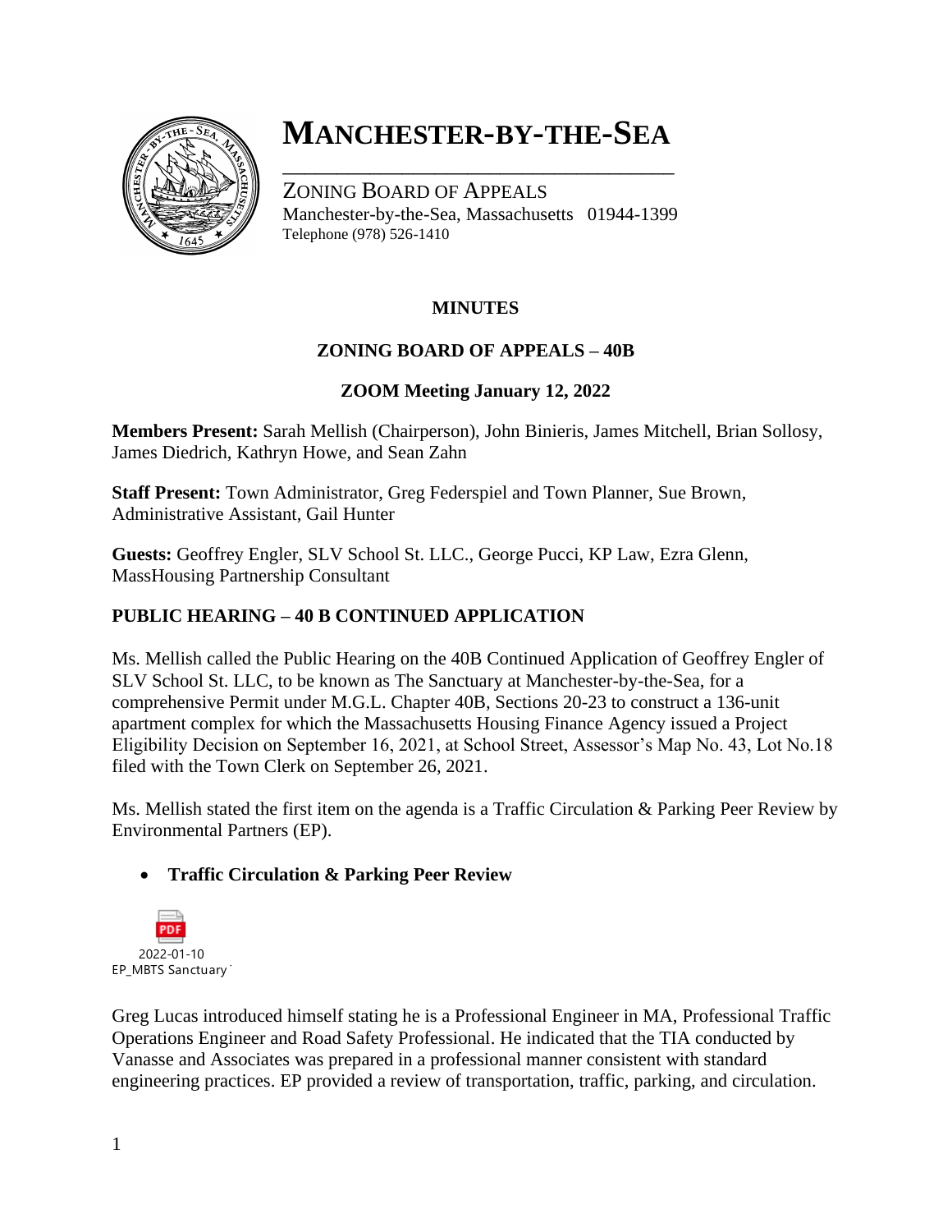# MANCHESTER-BY-THE-SEA

ZONING BOARD OF APPEALS
Manchester-by-the-Sea, Massachusetts 01944-1399
Telephone (978) 526-1410

**MINUTES**

**ZONING BOARD OF APPEALS – 40B**

**ZOOM Meeting January 12, 2022**

**Members Present:** Sarah Mellish (Chairperson), John Binieris, James Mitchell, Brian Sollosy, James Diedrich, Kathryn Howe, and Sean Zahn

**Staff Present:** Town Administrator, Greg Federspiel and Town Planner, Sue Brown, Administrative Assistant, Gail Hunter

**Guests:** Geoffrey Engler, SLV School St. LLC., George Pucci, KP Law, Ezra Glenn, MassHousing Partnership Consultant

## PUBLIC HEARING – 40 B CONTINUED APPLICATION

Ms. Mellish called the Public Hearing on the 40B Continued Application of Geoffrey Engler of SLV School St. LLC, to be known as The Sanctuary at Manchester-by-the-Sea, for a comprehensive Permit under M.G.L. Chapter 40B, Sections 20-23 to construct a 136-unit apartment complex for which the Massachusetts Housing Finance Agency issued a Project Eligibility Decision on September 16, 2021, at School Street, Assessor's Map No. 43, Lot No.18 filed with the Town Clerk on September 26, 2021.

Ms. Mellish stated the first item on the agenda is a Traffic Circulation & Parking Peer Review by Environmental Partners (EP).

- **Traffic Circulation & Parking Peer Review**

2022-01-10 EP_MBTS Sanctuary

Greg Lucas introduced himself stating he is a Professional Engineer in MA, Professional Traffic Operations Engineer and Road Safety Professional. He indicated that the TIA conducted by Vanasse and Associates was prepared in a professional manner consistent with standard engineering practices. EP provided a review of transportation, traffic, parking, and circulation.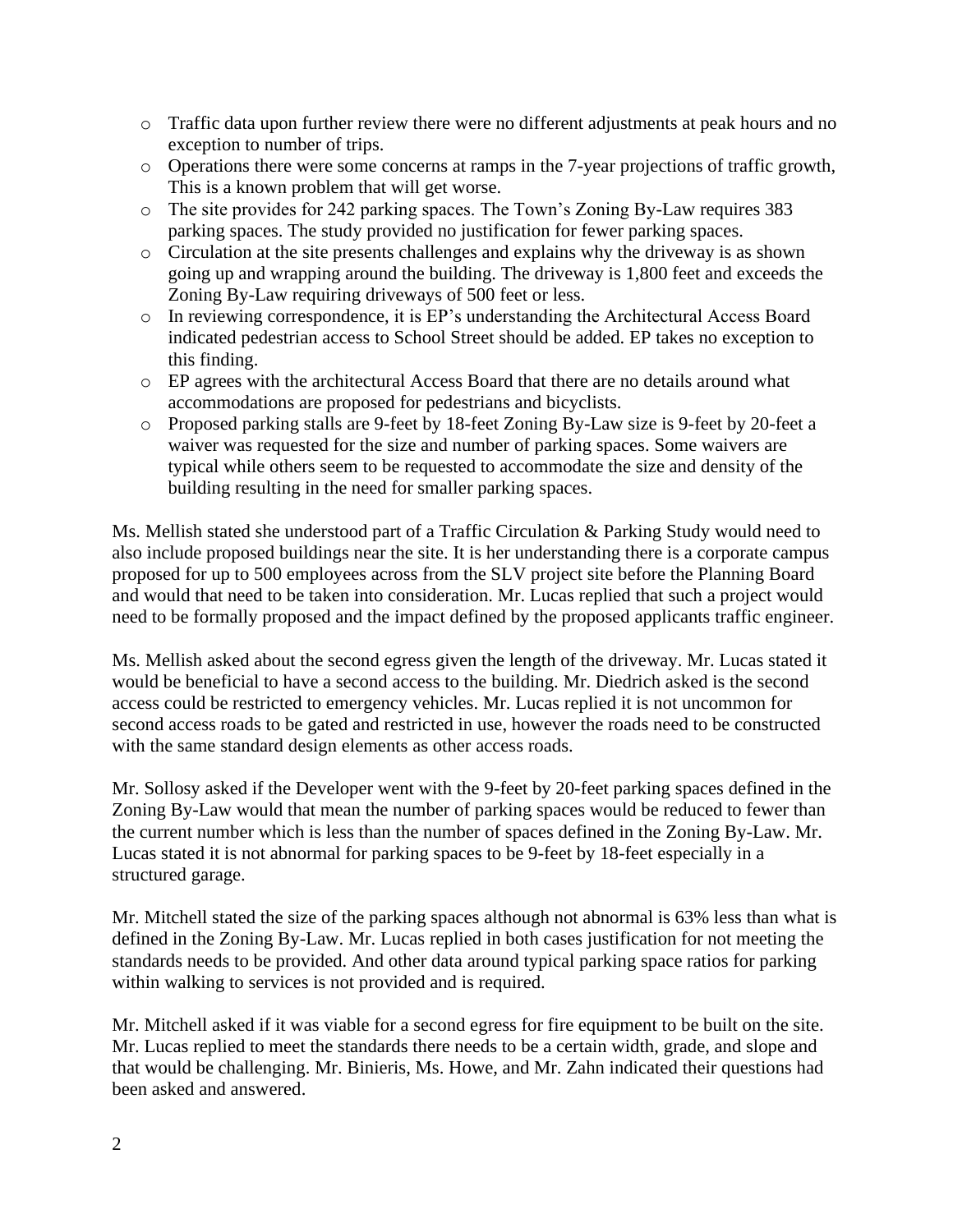- Traffic data upon further review there were no different adjustments at peak hours and no exception to number of trips.
- Operations there were some concerns at ramps in the 7-year projections of traffic growth, This is a known problem that will get worse.
- The site provides for 242 parking spaces. The Town's Zoning By-Law requires 383 parking spaces. The study provided no justification for fewer parking spaces.
- Circulation at the site presents challenges and explains why the driveway is as shown going up and wrapping around the building. The driveway is 1,800 feet and exceeds the Zoning By-Law requiring driveways of 500 feet or less.
- In reviewing correspondence, it is EP's understanding the Architectural Access Board indicated pedestrian access to School Street should be added. EP takes no exception to this finding.
- EP agrees with the architectural Access Board that there are no details around what accommodations are proposed for pedestrians and bicyclists.
- Proposed parking stalls are 9-feet by 18-feet Zoning By-Law size is 9-feet by 20-feet a waiver was requested for the size and number of parking spaces. Some waivers are typical while others seem to be requested to accommodate the size and density of the building resulting in the need for smaller parking spaces.

Ms. Mellish stated she understood part of a Traffic Circulation & Parking Study would need to also include proposed buildings near the site. It is her understanding there is a corporate campus proposed for up to 500 employees across from the SLV project site before the Planning Board and would that need to be taken into consideration. Mr. Lucas replied that such a project would need to be formally proposed and the impact defined by the proposed applicants traffic engineer.

Ms. Mellish asked about the second egress given the length of the driveway. Mr. Lucas stated it would be beneficial to have a second access to the building. Mr. Diedrich asked is the second access could be restricted to emergency vehicles. Mr. Lucas replied it is not uncommon for second access roads to be gated and restricted in use, however the roads need to be constructed with the same standard design elements as other access roads.

Mr. Sollosy asked if the Developer went with the 9-feet by 20-feet parking spaces defined in the Zoning By-Law would that mean the number of parking spaces would be reduced to fewer than the current number which is less than the number of spaces defined in the Zoning By-Law. Mr. Lucas stated it is not abnormal for parking spaces to be 9-feet by 18-feet especially in a structured garage.

Mr. Mitchell stated the size of the parking spaces although not abnormal is 63% less than what is defined in the Zoning By-Law. Mr. Lucas replied in both cases justification for not meeting the standards needs to be provided. And other data around typical parking space ratios for parking within walking to services is not provided and is required.

Mr. Mitchell asked if it was viable for a second egress for fire equipment to be built on the site. Mr. Lucas replied to meet the standards there needs to be a certain width, grade, and slope and that would be challenging. Mr. Binieris, Ms. Howe, and Mr. Zahn indicated their questions had been asked and answered.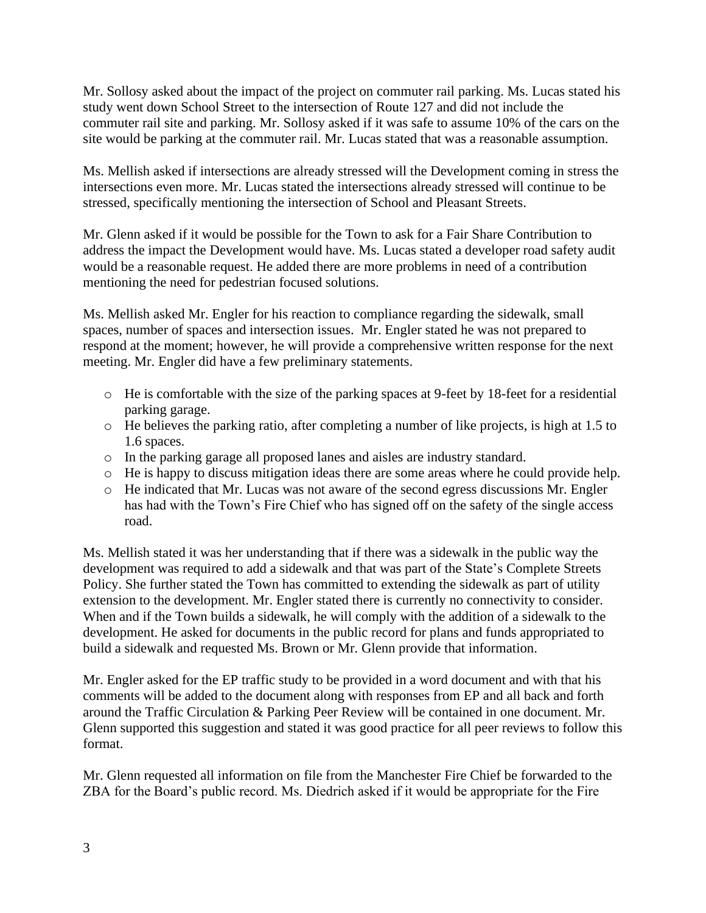Mr. Sollosy asked about the impact of the project on commuter rail parking. Ms. Lucas stated his study went down School Street to the intersection of Route 127 and did not include the commuter rail site and parking. Mr. Sollosy asked if it was safe to assume 10% of the cars on the site would be parking at the commuter rail. Mr. Lucas stated that was a reasonable assumption.

Ms. Mellish asked if intersections are already stressed will the Development coming in stress the intersections even more. Mr. Lucas stated the intersections already stressed will continue to be stressed, specifically mentioning the intersection of School and Pleasant Streets.

Mr. Glenn asked if it would be possible for the Town to ask for a Fair Share Contribution to address the impact the Development would have. Ms. Lucas stated a developer road safety audit would be a reasonable request. He added there are more problems in need of a contribution mentioning the need for pedestrian focused solutions.

Ms. Mellish asked Mr. Engler for his reaction to compliance regarding the sidewalk, small spaces, number of spaces and intersection issues. Mr. Engler stated he was not prepared to respond at the moment; however, he will provide a comprehensive written response for the next meeting. Mr. Engler did have a few preliminary statements.

- He is comfortable with the size of the parking spaces at 9-feet by 18-feet for a residential parking garage.
- He believes the parking ratio, after completing a number of like projects, is high at 1.5 to 1.6 spaces.
- In the parking garage all proposed lanes and aisles are industry standard.
- He is happy to discuss mitigation ideas there are some areas where he could provide help.
- He indicated that Mr. Lucas was not aware of the second egress discussions Mr. Engler has had with the Town's Fire Chief who has signed off on the safety of the single access road.

Ms. Mellish stated it was her understanding that if there was a sidewalk in the public way the development was required to add a sidewalk and that was part of the State's Complete Streets Policy. She further stated the Town has committed to extending the sidewalk as part of utility extension to the development. Mr. Engler stated there is currently no connectivity to consider. When and if the Town builds a sidewalk, he will comply with the addition of a sidewalk to the development. He asked for documents in the public record for plans and funds appropriated to build a sidewalk and requested Ms. Brown or Mr. Glenn provide that information.

Mr. Engler asked for the EP traffic study to be provided in a word document and with that his comments will be added to the document along with responses from EP and all back and forth around the Traffic Circulation & Parking Peer Review will be contained in one document. Mr. Glenn supported this suggestion and stated it was good practice for all peer reviews to follow this format.

Mr. Glenn requested all information on file from the Manchester Fire Chief be forwarded to the ZBA for the Board's public record. Ms. Diedrich asked if it would be appropriate for the Fire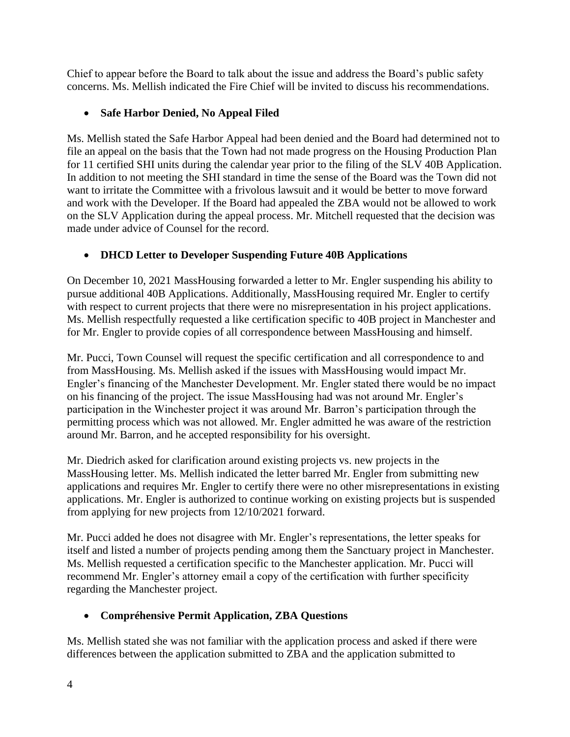Chief to appear before the Board to talk about the issue and address the Board's public safety concerns. Ms. Mellish indicated the Fire Chief will be invited to discuss his recommendations.

- **Safe Harbor Denied, No Appeal Filed**

Ms. Mellish stated the Safe Harbor Appeal had been denied and the Board had determined not to file an appeal on the basis that the Town had not made progress on the Housing Production Plan for 11 certified SHI units during the calendar year prior to the filing of the SLV 40B Application. In addition to not meeting the SHI standard in time the sense of the Board was the Town did not want to irritate the Committee with a frivolous lawsuit and it would be better to move forward and work with the Developer. If the Board had appealed the ZBA would not be allowed to work on the SLV Application during the appeal process. Mr. Mitchell requested that the decision was made under advice of Counsel for the record.

- **DHCD Letter to Developer Suspending Future 40B Applications**

On December 10, 2021 MassHousing forwarded a letter to Mr. Engler suspending his ability to pursue additional 40B Applications. Additionally, MassHousing required Mr. Engler to certify with respect to current projects that there were no misrepresentation in his project applications. Ms. Mellish respectfully requested a like certification specific to 40B project in Manchester and for Mr. Engler to provide copies of all correspondence between MassHousing and himself.

Mr. Pucci, Town Counsel will request the specific certification and all correspondence to and from MassHousing. Ms. Mellish asked if the issues with MassHousing would impact Mr. Engler's financing of the Manchester Development. Mr. Engler stated there would be no impact on his financing of the project. The issue MassHousing had was not around Mr. Engler's participation in the Winchester project it was around Mr. Barron's participation through the permitting process which was not allowed. Mr. Engler admitted he was aware of the restriction around Mr. Barron, and he accepted responsibility for his oversight.

Mr. Diedrich asked for clarification around existing projects vs. new projects in the MassHousing letter. Ms. Mellish indicated the letter barred Mr. Engler from submitting new applications and requires Mr. Engler to certify there were no other misrepresentations in existing applications. Mr. Engler is authorized to continue working on existing projects but is suspended from applying for new projects from 12/10/2021 forward.

Mr. Pucci added he does not disagree with Mr. Engler's representations, the letter speaks for itself and listed a number of projects pending among them the Sanctuary project in Manchester. Ms. Mellish requested a certification specific to the Manchester application. Mr. Pucci will recommend Mr. Engler's attorney email a copy of the certification with further specificity regarding the Manchester project.

- **Compréhensive Permit Application, ZBA Questions**

Ms. Mellish stated she was not familiar with the application process and asked if there were differences between the application submitted to ZBA and the application submitted to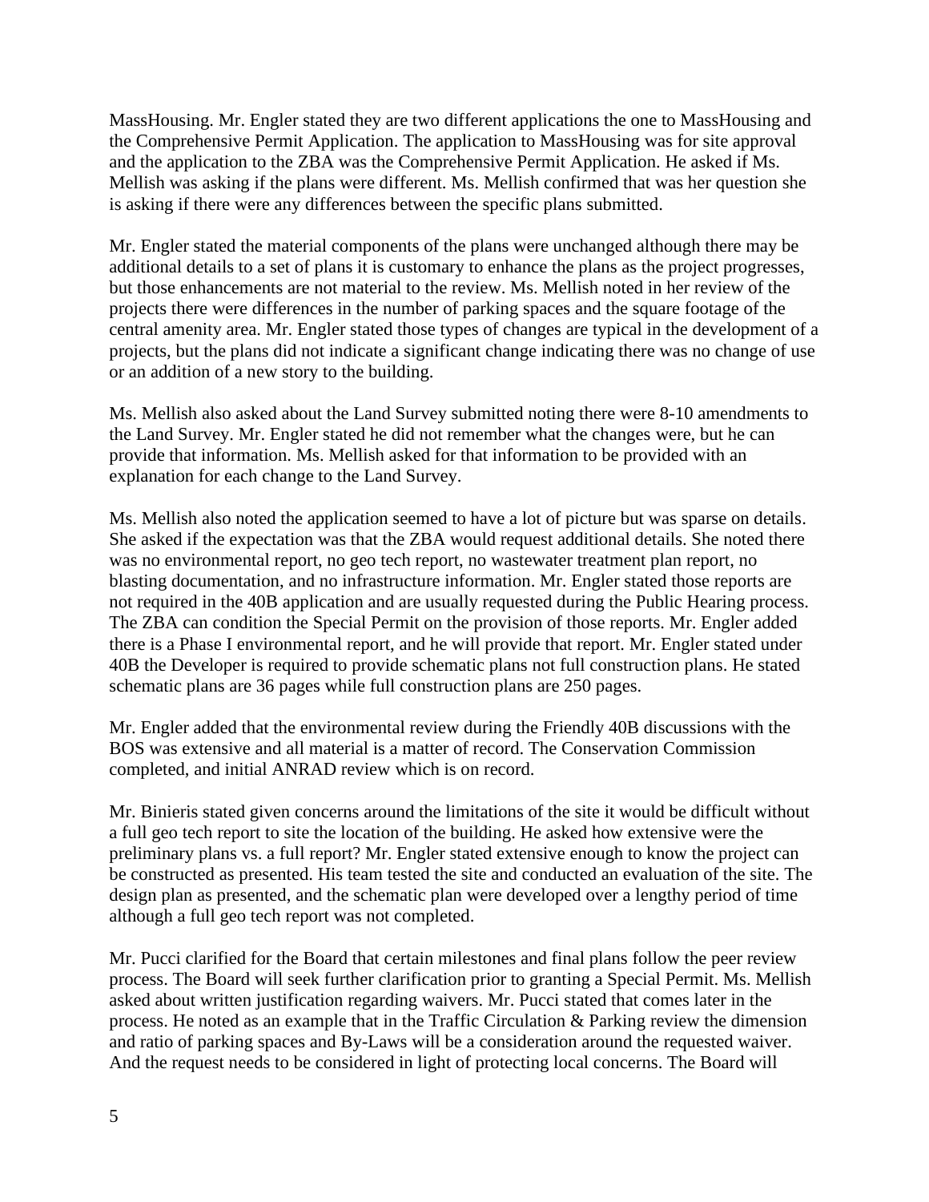MassHousing. Mr. Engler stated they are two different applications the one to MassHousing and the Comprehensive Permit Application. The application to MassHousing was for site approval and the application to the ZBA was the Comprehensive Permit Application. He asked if Ms. Mellish was asking if the plans were different. Ms. Mellish confirmed that was her question she is asking if there were any differences between the specific plans submitted.

Mr. Engler stated the material components of the plans were unchanged although there may be additional details to a set of plans it is customary to enhance the plans as the project progresses, but those enhancements are not material to the review. Ms. Mellish noted in her review of the projects there were differences in the number of parking spaces and the square footage of the central amenity area. Mr. Engler stated those types of changes are typical in the development of a projects, but the plans did not indicate a significant change indicating there was no change of use or an addition of a new story to the building.

Ms. Mellish also asked about the Land Survey submitted noting there were 8-10 amendments to the Land Survey. Mr. Engler stated he did not remember what the changes were, but he can provide that information. Ms. Mellish asked for that information to be provided with an explanation for each change to the Land Survey.

Ms. Mellish also noted the application seemed to have a lot of picture but was sparse on details. She asked if the expectation was that the ZBA would request additional details. She noted there was no environmental report, no geo tech report, no wastewater treatment plan report, no blasting documentation, and no infrastructure information. Mr. Engler stated those reports are not required in the 40B application and are usually requested during the Public Hearing process. The ZBA can condition the Special Permit on the provision of those reports. Mr. Engler added there is a Phase I environmental report, and he will provide that report. Mr. Engler stated under 40B the Developer is required to provide schematic plans not full construction plans. He stated schematic plans are 36 pages while full construction plans are 250 pages.

Mr. Engler added that the environmental review during the Friendly 40B discussions with the BOS was extensive and all material is a matter of record. The Conservation Commission completed, and initial ANRAD review which is on record.

Mr. Binieris stated given concerns around the limitations of the site it would be difficult without a full geo tech report to site the location of the building. He asked how extensive were the preliminary plans vs. a full report? Mr. Engler stated extensive enough to know the project can be constructed as presented. His team tested the site and conducted an evaluation of the site. The design plan as presented, and the schematic plan were developed over a lengthy period of time although a full geo tech report was not completed.

Mr. Pucci clarified for the Board that certain milestones and final plans follow the peer review process. The Board will seek further clarification prior to granting a Special Permit. Ms. Mellish asked about written justification regarding waivers. Mr. Pucci stated that comes later in the process. He noted as an example that in the Traffic Circulation & Parking review the dimension and ratio of parking spaces and By-Laws will be a consideration around the requested waiver. And the request needs to be considered in light of protecting local concerns. The Board will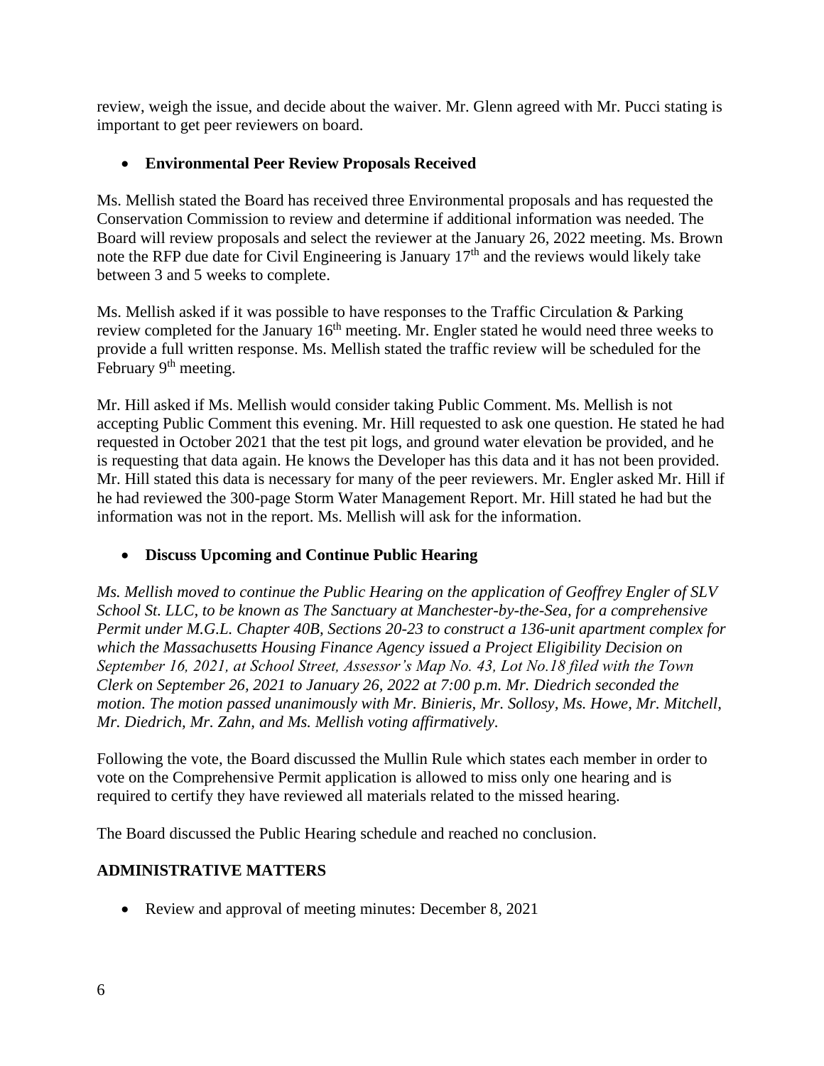review, weigh the issue, and decide about the waiver. Mr. Glenn agreed with Mr. Pucci stating is important to get peer reviewers on board.

- **Environmental Peer Review Proposals Received**

Ms. Mellish stated the Board has received three Environmental proposals and has requested the Conservation Commission to review and determine if additional information was needed. The Board will review proposals and select the reviewer at the January 26, 2022 meeting. Ms. Brown note the RFP due date for Civil Engineering is January 17th and the reviews would likely take between 3 and 5 weeks to complete.

Ms. Mellish asked if it was possible to have responses to the Traffic Circulation & Parking review completed for the January 16th meeting. Mr. Engler stated he would need three weeks to provide a full written response. Ms. Mellish stated the traffic review will be scheduled for the February 9th meeting.

Mr. Hill asked if Ms. Mellish would consider taking Public Comment. Ms. Mellish is not accepting Public Comment this evening. Mr. Hill requested to ask one question. He stated he had requested in October 2021 that the test pit logs, and ground water elevation be provided, and he is requesting that data again. He knows the Developer has this data and it has not been provided. Mr. Hill stated this data is necessary for many of the peer reviewers. Mr. Engler asked Mr. Hill if he had reviewed the 300-page Storm Water Management Report. Mr. Hill stated he had but the information was not in the report. Ms. Mellish will ask for the information.

- **Discuss Upcoming and Continue Public Hearing**

*Ms. Mellish moved to continue the Public Hearing on the application of Geoffrey Engler of SLV School St. LLC, to be known as The Sanctuary at Manchester-by-the-Sea, for a comprehensive Permit under M.G.L. Chapter 40B, Sections 20-23 to construct a 136-unit apartment complex for which the Massachusetts Housing Finance Agency issued a Project Eligibility Decision on September 16, 2021, at School Street, Assessor's Map No. 43, Lot No.18 filed with the Town Clerk on September 26, 2021 to January 26, 2022 at 7:00 p.m. Mr. Diedrich seconded the motion. The motion passed unanimously with Mr. Binieris, Mr. Sollosy, Ms. Howe, Mr. Mitchell, Mr. Diedrich, Mr. Zahn, and Ms. Mellish voting affirmatively.*

Following the vote, the Board discussed the Mullin Rule which states each member in order to vote on the Comprehensive Permit application is allowed to miss only one hearing and is required to certify they have reviewed all materials related to the missed hearing.

The Board discussed the Public Hearing schedule and reached no conclusion.

## ADMINISTRATIVE MATTERS

- Review and approval of meeting minutes: December 8, 2021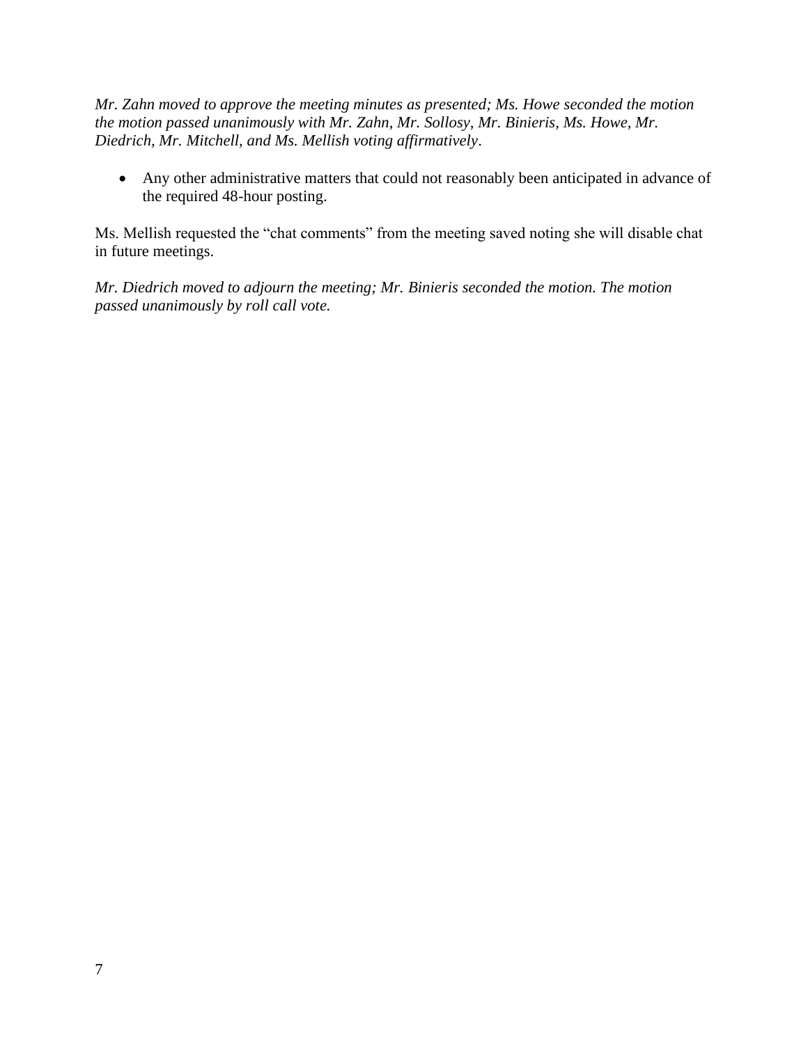*Mr. Zahn moved to approve the meeting minutes as presented; Ms. Howe seconded the motion the motion passed unanimously with Mr. Zahn, Mr. Sollosy, Mr. Binieris, Ms. Howe, Mr. Diedrich, Mr. Mitchell, and Ms. Mellish voting affirmatively*.

- Any other administrative matters that could not reasonably been anticipated in advance of the required 48-hour posting.

Ms. Mellish requested the "chat comments" from the meeting saved noting she will disable chat in future meetings.

*Mr. Diedrich moved to adjourn the meeting; Mr. Binieris seconded the motion. The motion passed unanimously by roll call vote.*